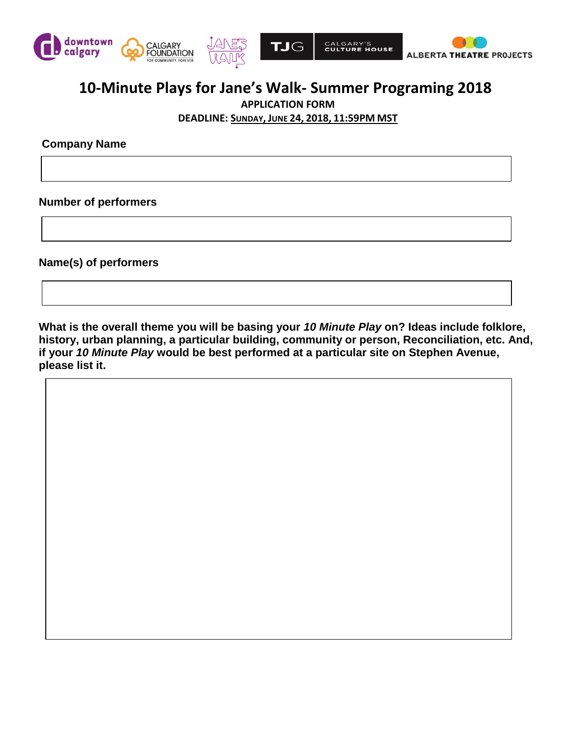# 10-Minute Plays for Jane's Walk- Summer Programing 2018

**APPLICATION FORM**

**DEADLINE: <u>SUNDAY, JUNE 24, 2018, 11:59PM MST</u>**

**Company Name**

**Number of performers**

**Name(s) of performers**

**What is the overall theme you will be basing your *10 Minute Play* on? Ideas include folklore, history, urban planning, a particular building, community or person, Reconciliation, etc. And, if your *10 Minute Play* would be best performed at a particular site on Stephen Avenue, please list it.**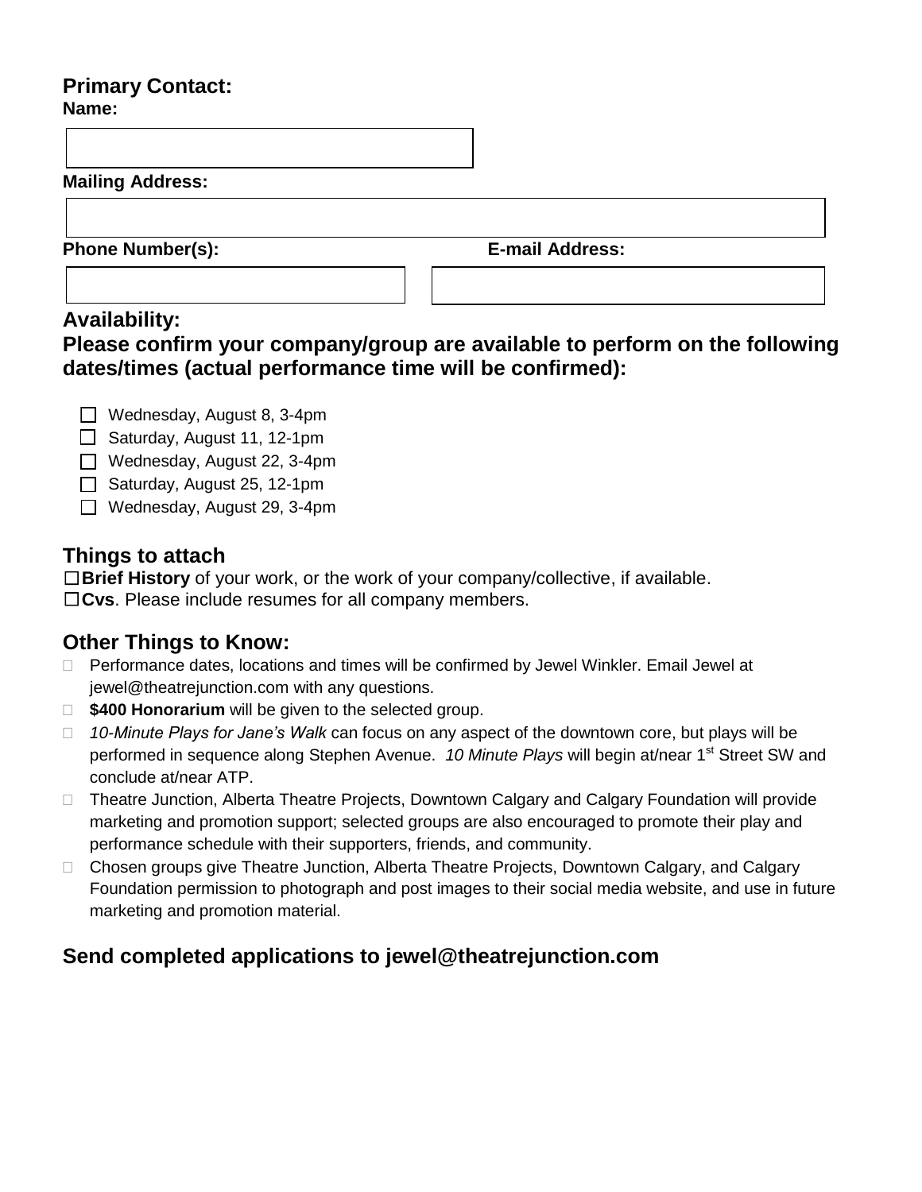## Primary Contact:

**Name:**

**Mailing Address:**

**Phone Number(s):**

**E-mail Address:**

## Availability:

### Please confirm your company/group are available to perform on the following dates/times (actual performance time will be confirmed):

- ☐ Wednesday, August 8, 3-4pm
- ☐ Saturday, August 11, 12-1pm
- ☐ Wednesday, August 22, 3-4pm
- ☐ Saturday, August 25, 12-1pm
- ☐ Wednesday, August 29, 3-4pm

## Things to attach

☐ **Brief History** of your work, or the work of your company/collective, if available.

☐ **Cvs**. Please include resumes for all company members.

## Other Things to Know:

- Performance dates, locations and times will be confirmed by Jewel Winkler. Email Jewel at jewel@theatrejunction.com with any questions.
- **$400 Honorarium** will be given to the selected group.
- *10-Minute Plays for Jane's Walk* can focus on any aspect of the downtown core, but plays will be performed in sequence along Stephen Avenue. *10 Minute Plays* will begin at/near 1st Street SW and conclude at/near ATP.
- Theatre Junction, Alberta Theatre Projects, Downtown Calgary and Calgary Foundation will provide marketing and promotion support; selected groups are also encouraged to promote their play and performance schedule with their supporters, friends, and community.
- Chosen groups give Theatre Junction, Alberta Theatre Projects, Downtown Calgary, and Calgary Foundation permission to photograph and post images to their social media website, and use in future marketing and promotion material.

## Send completed applications to jewel@theatrejunction.com